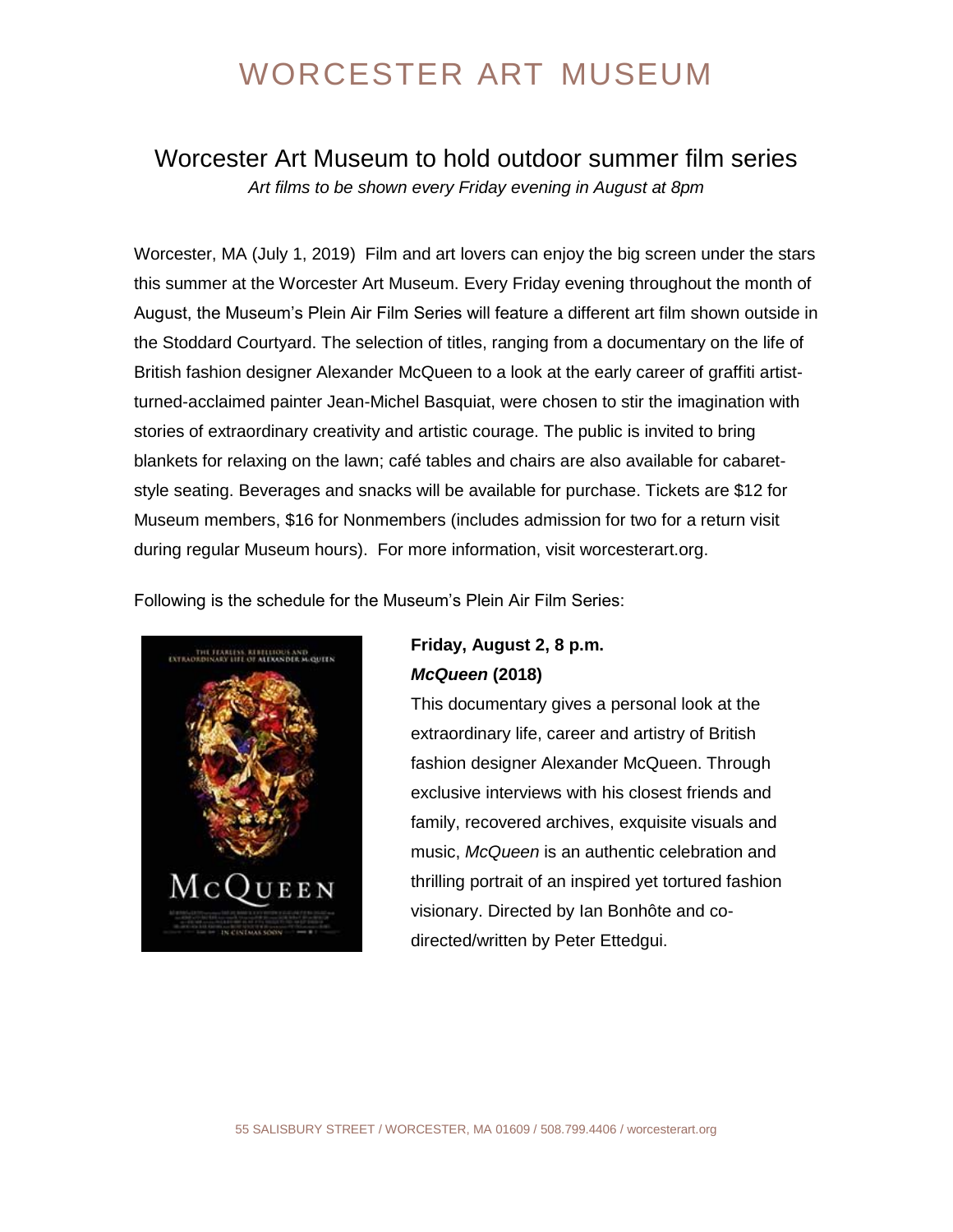# WORCESTER ART MUSEUM

## Worcester Art Museum to hold outdoor summer film series

*Art films to be shown every Friday evening in August at 8pm*

Worcester, MA (July 1, 2019) Film and art lovers can enjoy the big screen under the stars this summer at the Worcester Art Museum. Every Friday evening throughout the month of August, the Museum's Plein Air Film Series will feature a different art film shown outside in the Stoddard Courtyard. The selection of titles, ranging from a documentary on the life of British fashion designer Alexander McQueen to a look at the early career of graffiti artist-turned-acclaimed painter Jean-Michel Basquiat, were chosen to stir the imagination with stories of extraordinary creativity and artistic courage. The public is invited to bring blankets for relaxing on the lawn; café tables and chairs are also available for cabaret-style seating. Beverages and snacks will be available for purchase. Tickets are $12 for Museum members, $16 for Nonmembers (includes admission for two for a return visit during regular Museum hours). For more information, visit worcesterart.org.

Following is the schedule for the Museum's Plein Air Film Series:

**Friday, August 2, 8 p.m.**
***McQueen* (2018)**

This documentary gives a personal look at the extraordinary life, career and artistry of British fashion designer Alexander McQueen. Through exclusive interviews with his closest friends and family, recovered archives, exquisite visuals and music, *McQueen* is an authentic celebration and thrilling portrait of an inspired yet tortured fashion visionary. Directed by Ian Bonhôte and co-directed/written by Peter Ettedgui.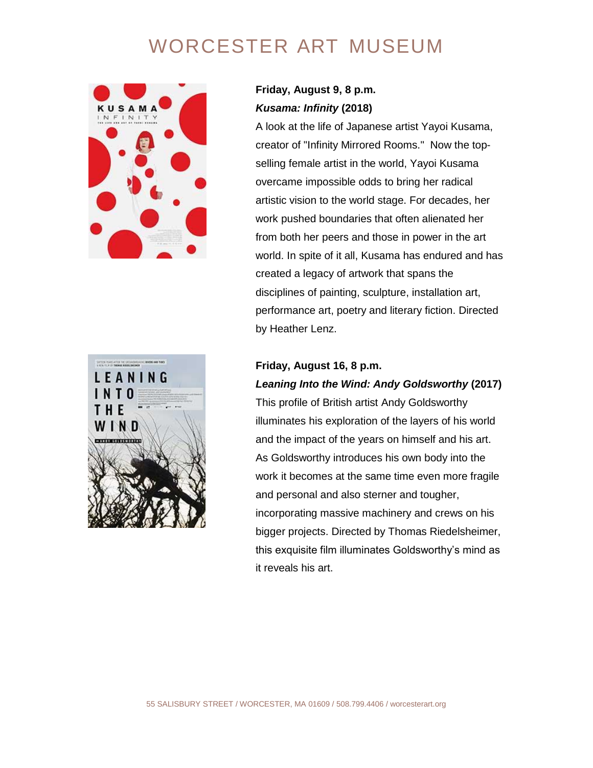# WORCESTER ART MUSEUM

**Friday, August 9, 8 p.m.**
***Kusama: Infinity* (2018)**

A look at the life of Japanese artist Yayoi Kusama, creator of "Infinity Mirrored Rooms." Now the top-selling female artist in the world, Yayoi Kusama overcame impossible odds to bring her radical artistic vision to the world stage. For decades, her work pushed boundaries that often alienated her from both her peers and those in power in the art world. In spite of it all, Kusama has endured and has created a legacy of artwork that spans the disciplines of painting, sculpture, installation art, performance art, poetry and literary fiction. Directed by Heather Lenz.

**Friday, August 16, 8 p.m.**
***Leaning Into the Wind: Andy Goldsworthy* (2017)**

This profile of British artist Andy Goldsworthy illuminates his exploration of the layers of his world and the impact of the years on himself and his art. As Goldsworthy introduces his own body into the work it becomes at the same time even more fragile and personal and also sterner and tougher, incorporating massive machinery and crews on his bigger projects. Directed by Thomas Riedelsheimer, this exquisite film illuminates Goldsworthy's mind as it reveals his art.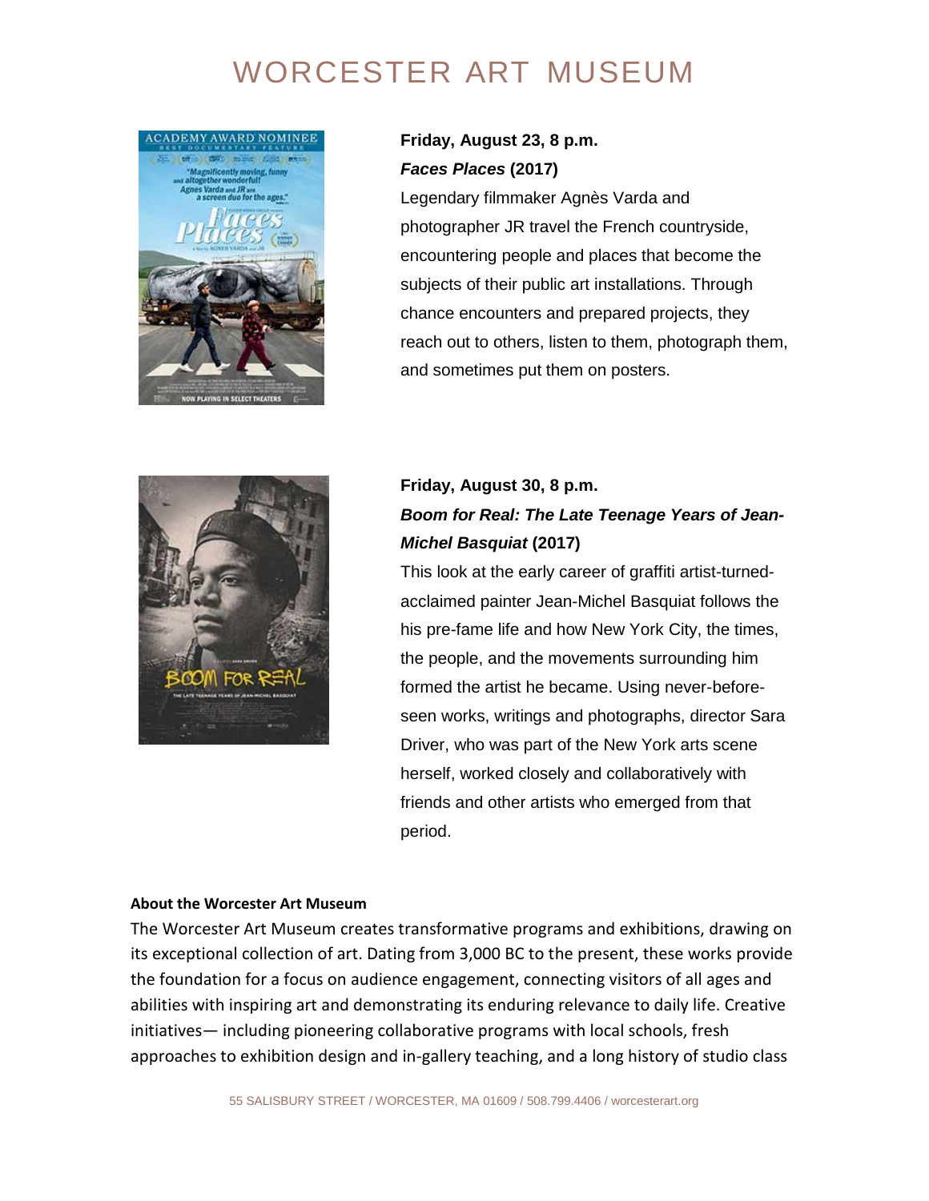# WORCESTER ART MUSEUM

**Friday, August 23, 8 p.m.**
***Faces Places* (2017)**
Legendary filmmaker Agnès Varda and photographer JR travel the French countryside, encountering people and places that become the subjects of their public art installations. Through chance encounters and prepared projects, they reach out to others, listen to them, photograph them, and sometimes put them on posters.

**Friday, August 30, 8 p.m.**
***Boom for Real: The Late Teenage Years of Jean-Michel Basquiat* (2017)**
This look at the early career of graffiti artist-turned-acclaimed painter Jean-Michel Basquiat follows the his pre-fame life and how New York City, the times, the people, and the movements surrounding him formed the artist he became. Using never-before-seen works, writings and photographs, director Sara Driver, who was part of the New York arts scene herself, worked closely and collaboratively with friends and other artists who emerged from that period.

**About the Worcester Art Museum**
The Worcester Art Museum creates transformative programs and exhibitions, drawing on its exceptional collection of art. Dating from 3,000 BC to the present, these works provide the foundation for a focus on audience engagement, connecting visitors of all ages and abilities with inspiring art and demonstrating its enduring relevance to daily life. Creative initiatives— including pioneering collaborative programs with local schools, fresh approaches to exhibition design and in-gallery teaching, and a long history of studio class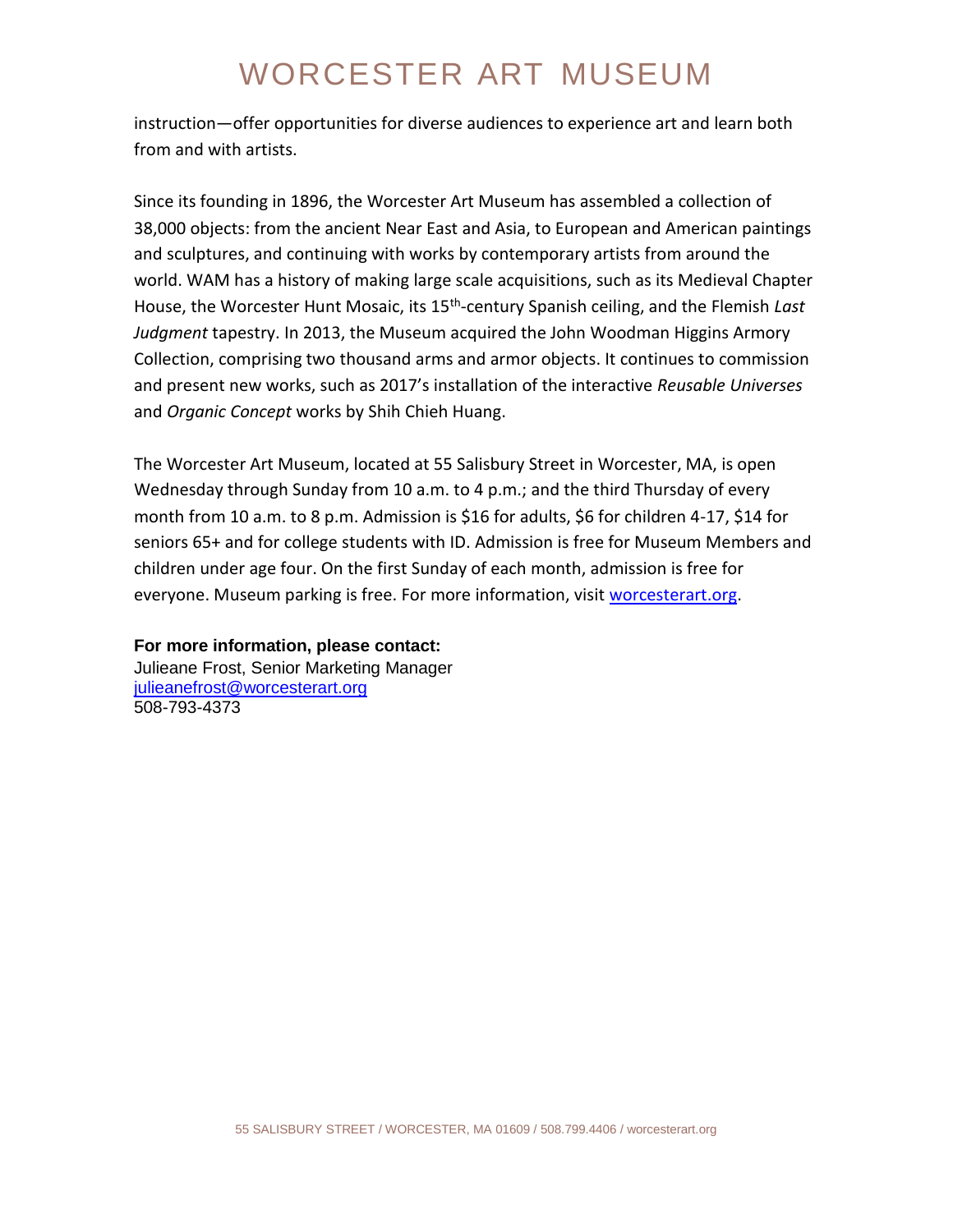instruction—offer opportunities for diverse audiences to experience art and learn both from and with artists.

Since its founding in 1896, the Worcester Art Museum has assembled a collection of 38,000 objects: from the ancient Near East and Asia, to European and American paintings and sculptures, and continuing with works by contemporary artists from around the world. WAM has a history of making large scale acquisitions, such as its Medieval Chapter House, the Worcester Hunt Mosaic, its 15th-century Spanish ceiling, and the Flemish *Last Judgment* tapestry. In 2013, the Museum acquired the John Woodman Higgins Armory Collection, comprising two thousand arms and armor objects. It continues to commission and present new works, such as 2017's installation of the interactive *Reusable Universes* and *Organic Concept* works by Shih Chieh Huang.

The Worcester Art Museum, located at 55 Salisbury Street in Worcester, MA, is open Wednesday through Sunday from 10 a.m. to 4 p.m.; and the third Thursday of every month from 10 a.m. to 8 p.m. Admission is $16 for adults, $6 for children 4-17, $14 for seniors 65+ and for college students with ID. Admission is free for Museum Members and children under age four. On the first Sunday of each month, admission is free for everyone. Museum parking is free. For more information, visit [worcesterart.org](worcesterart.org).

**For more information, please contact:**
Julieane Frost, Senior Marketing Manager
[julieanefrost@worcesterart.org](mailto:julieanefrost@worcesterart.org)
508-793-4373